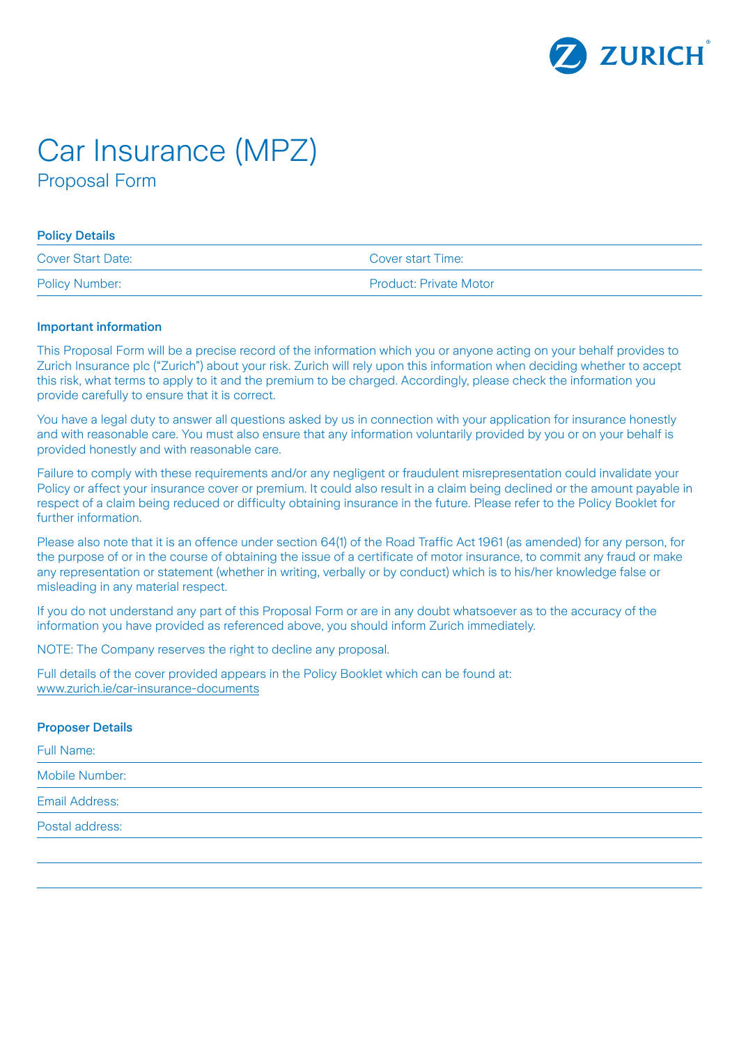# Car Insurance (MPZ)

## Proposal Form

### Policy Details

| Cover Start Date: | Cover start Time: |
|---|---|
| Policy Number: | Product: Private Motor |

### Important information

This Proposal Form will be a precise record of the information which you or anyone acting on your behalf provides to Zurich Insurance plc ("Zurich") about your risk. Zurich will rely upon this information when deciding whether to accept this risk, what terms to apply to it and the premium to be charged. Accordingly, please check the information you provide carefully to ensure that it is correct.

You have a legal duty to answer all questions asked by us in connection with your application for insurance honestly and with reasonable care. You must also ensure that any information voluntarily provided by you or on your behalf is provided honestly and with reasonable care.

Failure to comply with these requirements and/or any negligent or fraudulent misrepresentation could invalidate your Policy or affect your insurance cover or premium. It could also result in a claim being declined or the amount payable in respect of a claim being reduced or difficulty obtaining insurance in the future. Please refer to the Policy Booklet for further information.

Please also note that it is an offence under section 64(1) of the Road Traffic Act 1961 (as amended) for any person, for the purpose of or in the course of obtaining the issue of a certificate of motor insurance, to commit any fraud or make any representation or statement (whether in writing, verbally or by conduct) which is to his/her knowledge false or misleading in any material respect.

If you do not understand any part of this Proposal Form or are in any doubt whatsoever as to the accuracy of the information you have provided as referenced above, you should inform Zurich immediately.

NOTE: The Company reserves the right to decline any proposal.

Full details of the cover provided appears in the Policy Booklet which can be found at: www.zurich.ie/car-insurance-documents

### Proposer Details

Full Name:

Mobile Number:

Email Address:

Postal address: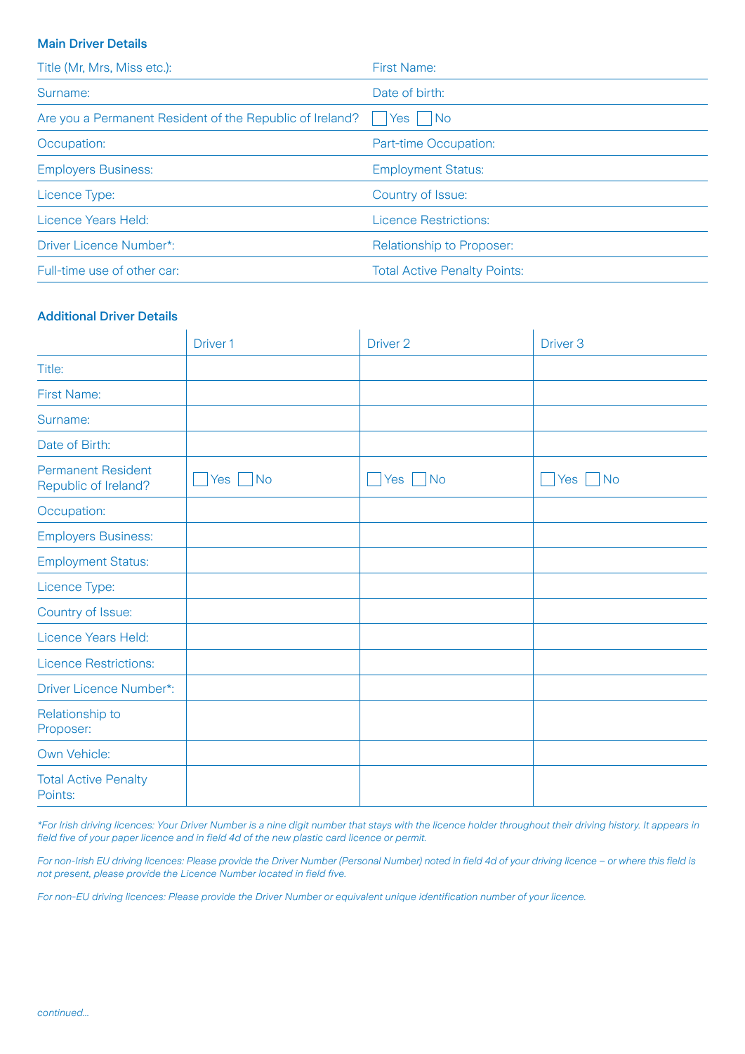### Main Driver Details

| | |
|---|---|
| Title (Mr, Mrs, Miss etc.): | First Name: |
| Surname: | Date of birth: |
| Are you a Permanent Resident of the Republic of Ireland? | ☐ Yes ☐ No |
| Occupation: | Part-time Occupation: |
| Employers Business: | Employment Status: |
| Licence Type: | Country of Issue: |
| Licence Years Held: | Licence Restrictions: |
| Driver Licence Number*: | Relationship to Proposer: |
| Full-time use of other car: | Total Active Penalty Points: |

### Additional Driver Details

| | Driver 1 | Driver 2 | Driver 3 |
|---|---|---|---|
| Title: | | | |
| First Name: | | | |
| Surname: | | | |
| Date of Birth: | | | |
| Permanent Resident Republic of Ireland? | ☐ Yes ☐ No | ☐ Yes ☐ No | ☐ Yes ☐ No |
| Occupation: | | | |
| Employers Business: | | | |
| Employment Status: | | | |
| Licence Type: | | | |
| Country of Issue: | | | |
| Licence Years Held: | | | |
| Licence Restrictions: | | | |
| Driver Licence Number*: | | | |
| Relationship to Proposer: | | | |
| Own Vehicle: | | | |
| Total Active Penalty Points: | | | |

*\*For Irish driving licences: Your Driver Number is a nine digit number that stays with the licence holder throughout their driving history. It appears in field five of your paper licence and in field 4d of the new plastic card licence or permit.*

*For non-Irish EU driving licences: Please provide the Driver Number (Personal Number) noted in field 4d of your driving licence – or where this field is not present, please provide the Licence Number located in field five.*

*For non-EU driving licences: Please provide the Driver Number or equivalent unique identification number of your licence.*

*continued...*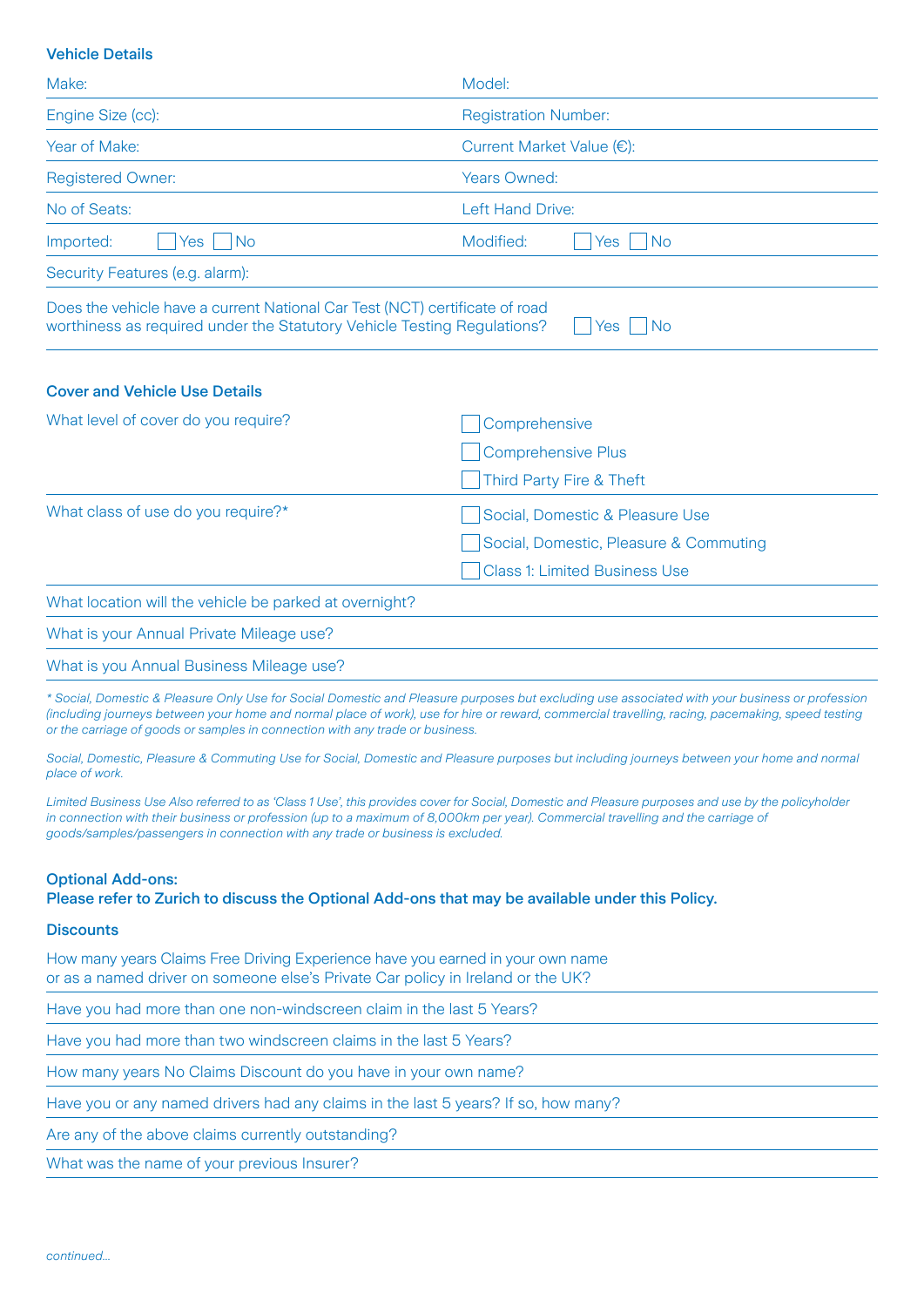### Vehicle Details

| | |
|---|---|
| Make: | Model: |
| Engine Size (cc): | Registration Number: |
| Year of Make: | Current Market Value (€): |
| Registered Owner: | Years Owned: |
| No of Seats: | Left Hand Drive: |
| Imported: ☐ Yes ☐ No | Modified: ☐ Yes ☐ No |
| Security Features (e.g. alarm): | |

Does the vehicle have a current National Car Test (NCT) certificate of road worthiness as required under the Statutory Vehicle Testing Regulations? ☐ Yes ☐ No

### Cover and Vehicle Use Details

What level of cover do you require?

- ☐ Comprehensive
- ☐ Comprehensive Plus
- ☐ Third Party Fire & Theft

What class of use do you require?*

- ☐ Social, Domestic & Pleasure Use
- ☐ Social, Domestic, Pleasure & Commuting
- ☐ Class 1: Limited Business Use

What location will the vehicle be parked at overnight?

What is your Annual Private Mileage use?

What is you Annual Business Mileage use?

*\* Social, Domestic & Pleasure Only Use for Social Domestic and Pleasure purposes but excluding use associated with your business or profession (including journeys between your home and normal place of work), use for hire or reward, commercial travelling, racing, pacemaking, speed testing or the carriage of goods or samples in connection with any trade or business.*

*Social, Domestic, Pleasure & Commuting Use for Social, Domestic and Pleasure purposes but including journeys between your home and normal place of work.*

*Limited Business Use Also referred to as 'Class 1 Use', this provides cover for Social, Domestic and Pleasure purposes and use by the policyholder in connection with their business or profession (up to a maximum of 8,000km per year). Commercial travelling and the carriage of goods/samples/passengers in connection with any trade or business is excluded.*

### Optional Add-ons:

**Please refer to Zurich to discuss the Optional Add-ons that may be available under this Policy.**

### Discounts

How many years Claims Free Driving Experience have you earned in your own name or as a named driver on someone else's Private Car policy in Ireland or the UK?

Have you had more than one non-windscreen claim in the last 5 Years?

Have you had more than two windscreen claims in the last 5 Years?

How many years No Claims Discount do you have in your own name?

Have you or any named drivers had any claims in the last 5 years? If so, how many?

Are any of the above claims currently outstanding?

What was the name of your previous Insurer?

*continued...*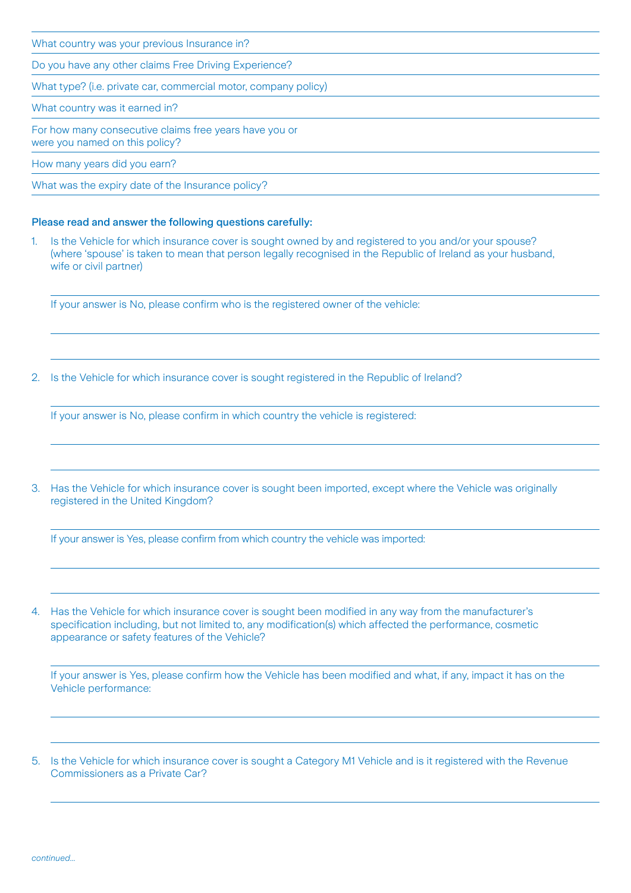What country was your previous Insurance in?

Do you have any other claims Free Driving Experience?

What type? (i.e. private car, commercial motor, company policy)

What country was it earned in?

For how many consecutive claims free years have you or were you named on this policy?

How many years did you earn?

What was the expiry date of the Insurance policy?

**Please read and answer the following questions carefully:**

1. Is the Vehicle for which insurance cover is sought owned by and registered to you and/or your spouse? (where 'spouse' is taken to mean that person legally recognised in the Republic of Ireland as your husband, wife or civil partner)

   If your answer is No, please confirm who is the registered owner of the vehicle:

2. Is the Vehicle for which insurance cover is sought registered in the Republic of Ireland?

   If your answer is No, please confirm in which country the vehicle is registered:

3. Has the Vehicle for which insurance cover is sought been imported, except where the Vehicle was originally registered in the United Kingdom?

   If your answer is Yes, please confirm from which country the vehicle was imported:

4. Has the Vehicle for which insurance cover is sought been modified in any way from the manufacturer's specification including, but not limited to, any modification(s) which affected the performance, cosmetic appearance or safety features of the Vehicle?

   If your answer is Yes, please confirm how the Vehicle has been modified and what, if any, impact it has on the Vehicle performance:

5. Is the Vehicle for which insurance cover is sought a Category M1 Vehicle and is it registered with the Revenue Commissioners as a Private Car?

*continued...*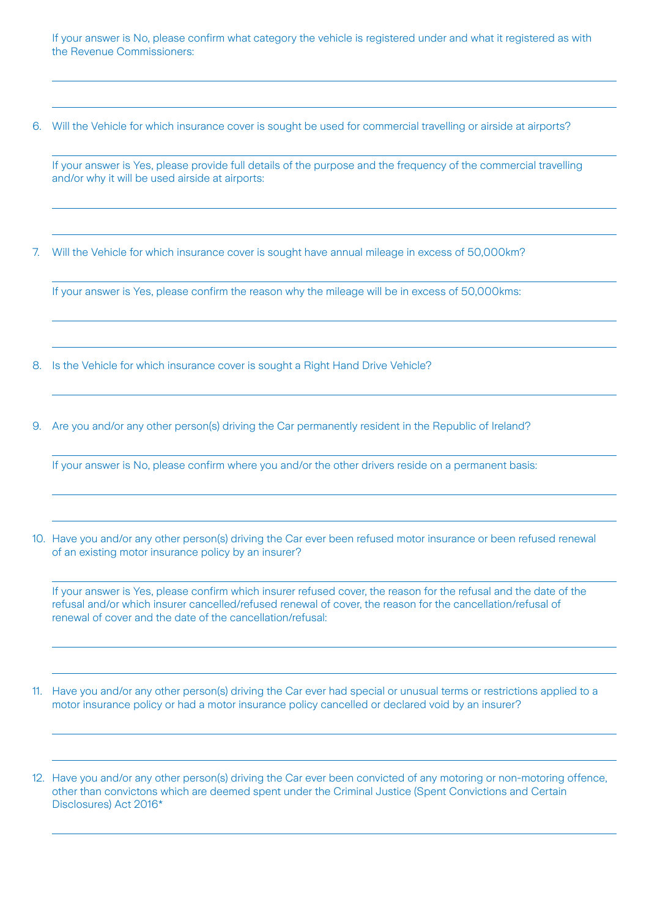If your answer is No, please confirm what category the vehicle is registered under and what it registered as with the Revenue Commissioners:

6. Will the Vehicle for which insurance cover is sought be used for commercial travelling or airside at airports?

   If your answer is Yes, please provide full details of the purpose and the frequency of the commercial travelling and/or why it will be used airside at airports:

7. Will the Vehicle for which insurance cover is sought have annual mileage in excess of 50,000km?

   If your answer is Yes, please confirm the reason why the mileage will be in excess of 50,000kms:

8. Is the Vehicle for which insurance cover is sought a Right Hand Drive Vehicle?

9. Are you and/or any other person(s) driving the Car permanently resident in the Republic of Ireland?

   If your answer is No, please confirm where you and/or the other drivers reside on a permanent basis:

10. Have you and/or any other person(s) driving the Car ever been refused motor insurance or been refused renewal of an existing motor insurance policy by an insurer?

    If your answer is Yes, please confirm which insurer refused cover, the reason for the refusal and the date of the refusal and/or which insurer cancelled/refused renewal of cover, the reason for the cancellation/refusal of renewal of cover and the date of the cancellation/refusal:

11. Have you and/or any other person(s) driving the Car ever had special or unusual terms or restrictions applied to a motor insurance policy or had a motor insurance policy cancelled or declared void by an insurer?

12. Have you and/or any other person(s) driving the Car ever been convicted of any motoring or non-motoring offence, other than convictons which are deemed spent under the Criminal Justice (Spent Convictions and Certain Disclosures) Act 2016*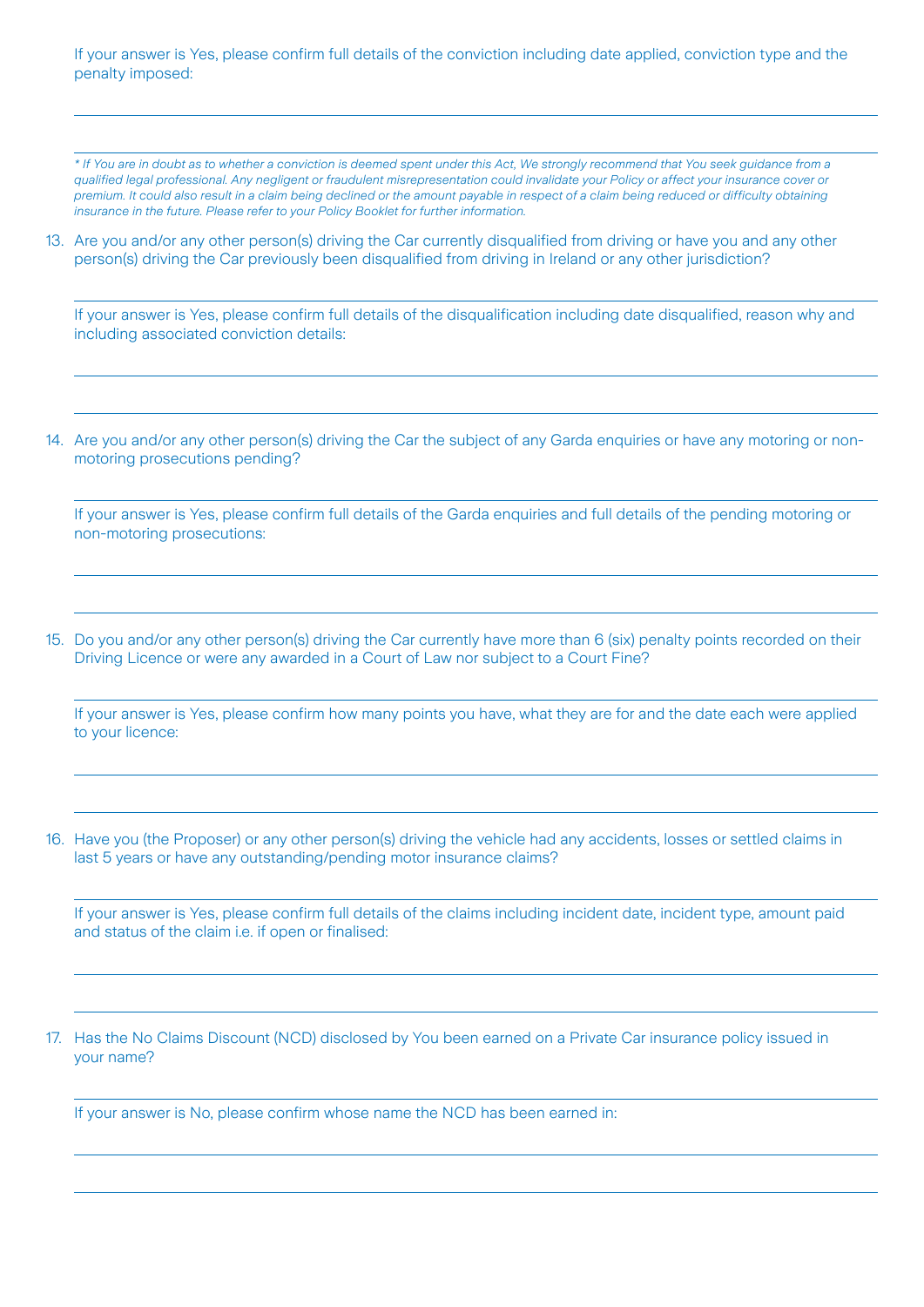If your answer is Yes, please confirm full details of the conviction including date applied, conviction type and the penalty imposed:

*\* If You are in doubt as to whether a conviction is deemed spent under this Act, We strongly recommend that You seek guidance from a qualified legal professional. Any negligent or fraudulent misrepresentation could invalidate your Policy or affect your insurance cover or premium. It could also result in a claim being declined or the amount payable in respect of a claim being reduced or difficulty obtaining insurance in the future. Please refer to your Policy Booklet for further information.*

13. Are you and/or any other person(s) driving the Car currently disqualified from driving or have you and any other person(s) driving the Car previously been disqualified from driving in Ireland or any other jurisdiction?

    If your answer is Yes, please confirm full details of the disqualification including date disqualified, reason why and including associated conviction details:

14. Are you and/or any other person(s) driving the Car the subject of any Garda enquiries or have any motoring or non-motoring prosecutions pending?

    If your answer is Yes, please confirm full details of the Garda enquiries and full details of the pending motoring or non-motoring prosecutions:

15. Do you and/or any other person(s) driving the Car currently have more than 6 (six) penalty points recorded on their Driving Licence or were any awarded in a Court of Law nor subject to a Court Fine?

    If your answer is Yes, please confirm how many points you have, what they are for and the date each were applied to your licence:

16. Have you (the Proposer) or any other person(s) driving the vehicle had any accidents, losses or settled claims in last 5 years or have any outstanding/pending motor insurance claims?

    If your answer is Yes, please confirm full details of the claims including incident date, incident type, amount paid and status of the claim i.e. if open or finalised:

17. Has the No Claims Discount (NCD) disclosed by You been earned on a Private Car insurance policy issued in your name?

    If your answer is No, please confirm whose name the NCD has been earned in: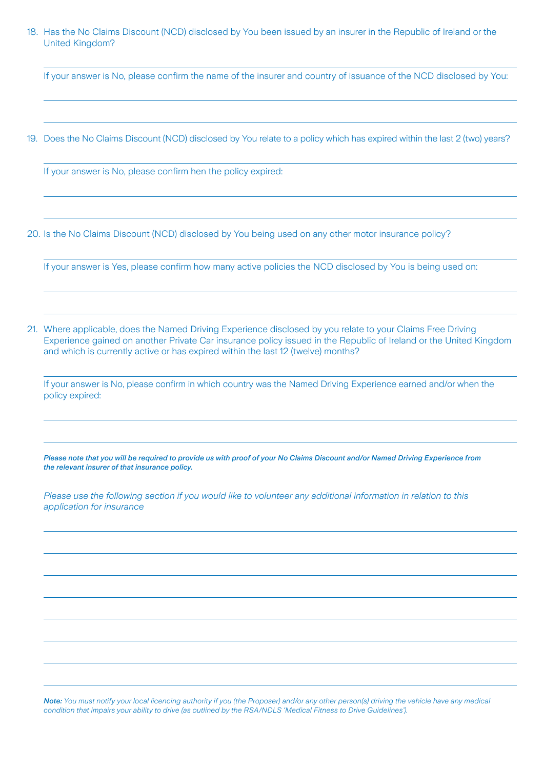18. Has the No Claims Discount (NCD) disclosed by You been issued by an insurer in the Republic of Ireland or the United Kingdom?

    If your answer is No, please confirm the name of the insurer and country of issuance of the NCD disclosed by You:

19. Does the No Claims Discount (NCD) disclosed by You relate to a policy which has expired within the last 2 (two) years?

    If your answer is No, please confirm hen the policy expired:

20. Is the No Claims Discount (NCD) disclosed by You being used on any other motor insurance policy?

    If your answer is Yes, please confirm how many active policies the NCD disclosed by You is being used on:

21. Where applicable, does the Named Driving Experience disclosed by you relate to your Claims Free Driving Experience gained on another Private Car insurance policy issued in the Republic of Ireland or the United Kingdom and which is currently active or has expired within the last 12 (twelve) months?

    If your answer is No, please confirm in which country was the Named Driving Experience earned and/or when the policy expired:

***Please note that you will be required to provide us with proof of your No Claims Discount and/or Named Driving Experience from the relevant insurer of that insurance policy.***

*Please use the following section if you would like to volunteer any additional information in relation to this application for insurance*

***Note:*** *You must notify your local licencing authority if you (the Proposer) and/or any other person(s) driving the vehicle have any medical condition that impairs your ability to drive (as outlined by the RSA/NDLS 'Medical Fitness to Drive Guidelines').*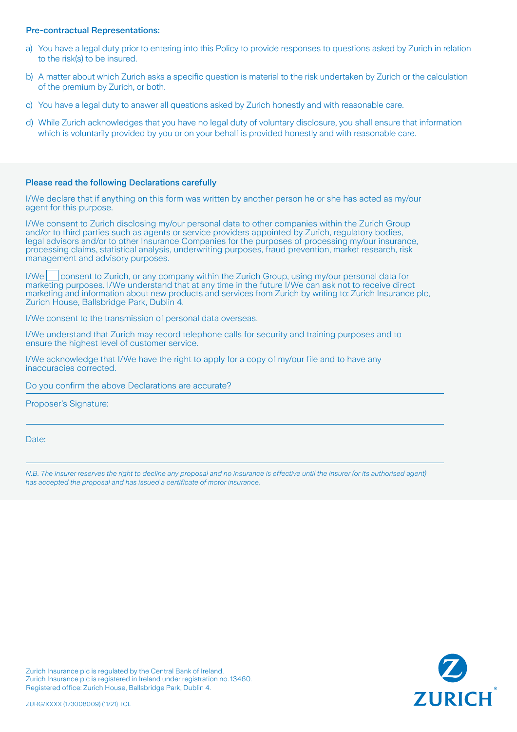**Pre-contractual Representations:**

a) You have a legal duty prior to entering into this Policy to provide responses to questions asked by Zurich in relation to the risk(s) to be insured.

b) A matter about which Zurich asks a specific question is material to the risk undertaken by Zurich or the calculation of the premium by Zurich, or both.

c) You have a legal duty to answer all questions asked by Zurich honestly and with reasonable care.

d) While Zurich acknowledges that you have no legal duty of voluntary disclosure, you shall ensure that information which is voluntarily provided by you or on your behalf is provided honestly and with reasonable care.

**Please read the following Declarations carefully**

I/We declare that if anything on this form was written by another person he or she has acted as my/our agent for this purpose.

I/We consent to Zurich disclosing my/our personal data to other companies within the Zurich Group and/or to third parties such as agents or service providers appointed by Zurich, regulatory bodies, legal advisors and/or to other Insurance Companies for the purposes of processing my/our insurance, processing claims, statistical analysis, underwriting purposes, fraud prevention, market research, risk management and advisory purposes.

I/We ☐ consent to Zurich, or any company within the Zurich Group, using my/our personal data for marketing purposes. I/We understand that at any time in the future I/We can ask not to receive direct marketing and information about new products and services from Zurich by writing to: Zurich Insurance plc, Zurich House, Ballsbridge Park, Dublin 4.

I/We consent to the transmission of personal data overseas.

I/We understand that Zurich may record telephone calls for security and training purposes and to ensure the highest level of customer service.

I/We acknowledge that I/We have the right to apply for a copy of my/our file and to have any inaccuracies corrected.

Do you confirm the above Declarations are accurate?

Proposer's Signature:

Date:

*N.B. The insurer reserves the right to decline any proposal and no insurance is effective until the insurer (or its authorised agent) has accepted the proposal and has issued a certificate of motor insurance.*

Zurich Insurance plc is regulated by the Central Bank of Ireland.
Zurich Insurance plc is registered in Ireland under registration no. 13460.
Registered office: Zurich House, Ballsbridge Park, Dublin 4.

ZURG/XXXX (173008009) (11/21) TCL

ZURICH®